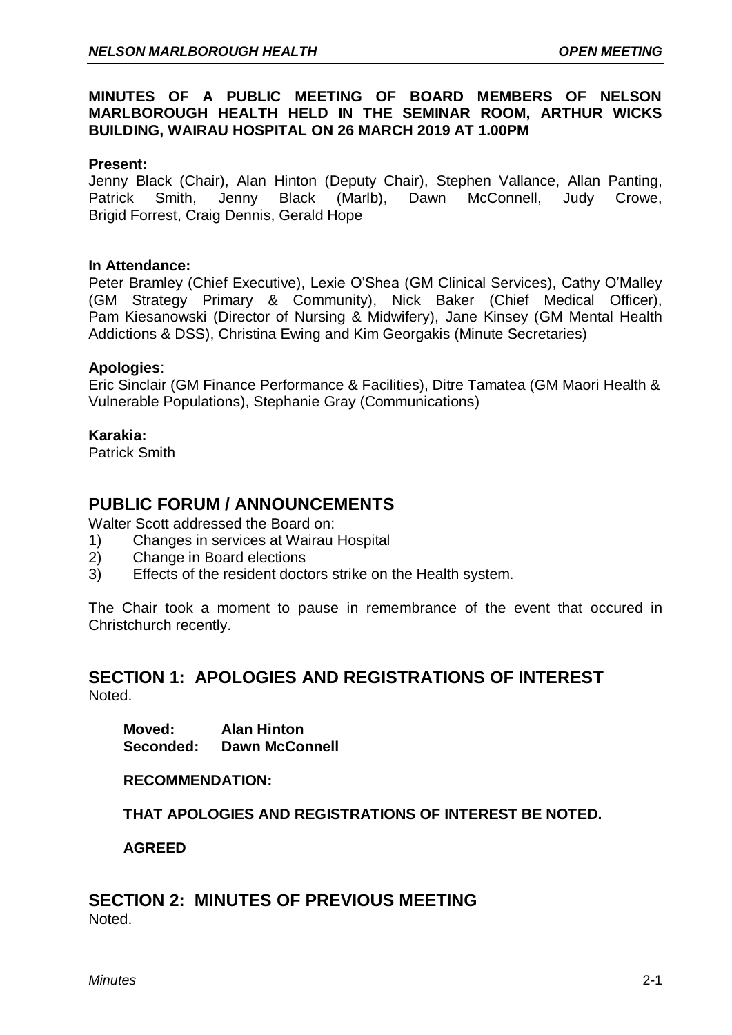**MINUTES OF A PUBLIC MEETING OF BOARD MEMBERS OF NELSON MARLBOROUGH HEALTH HELD IN THE SEMINAR ROOM, ARTHUR WICKS BUILDING, WAIRAU HOSPITAL ON 26 MARCH 2019 AT 1.00PM**

**Present:**
Jenny Black (Chair), Alan Hinton (Deputy Chair), Stephen Vallance, Allan Panting, Patrick Smith, Jenny Black (Marlb), Dawn McConnell, Judy Crowe, Brigid Forrest, Craig Dennis, Gerald Hope

**In Attendance:**
Peter Bramley (Chief Executive), Lexie O'Shea (GM Clinical Services), Cathy O'Malley (GM Strategy Primary & Community), Nick Baker (Chief Medical Officer), Pam Kiesanowski (Director of Nursing & Midwifery), Jane Kinsey (GM Mental Health Addictions & DSS), Christina Ewing and Kim Georgakis (Minute Secretaries)

**Apologies**:
Eric Sinclair (GM Finance Performance & Facilities), Ditre Tamatea (GM Maori Health & Vulnerable Populations), Stephanie Gray (Communications)

**Karakia:**
Patrick Smith

## PUBLIC FORUM / ANNOUNCEMENTS

Walter Scott addressed the Board on:

1) Changes in services at Wairau Hospital
2) Change in Board elections
3) Effects of the resident doctors strike on the Health system.

The Chair took a moment to pause in remembrance of the event that occured in Christchurch recently.

## SECTION 1: APOLOGIES AND REGISTRATIONS OF INTEREST

Noted.

**Moved: Alan Hinton**
**Seconded: Dawn McConnell**

**RECOMMENDATION:**

**THAT APOLOGIES AND REGISTRATIONS OF INTEREST BE NOTED.**

**AGREED**

## SECTION 2: MINUTES OF PREVIOUS MEETING

Noted.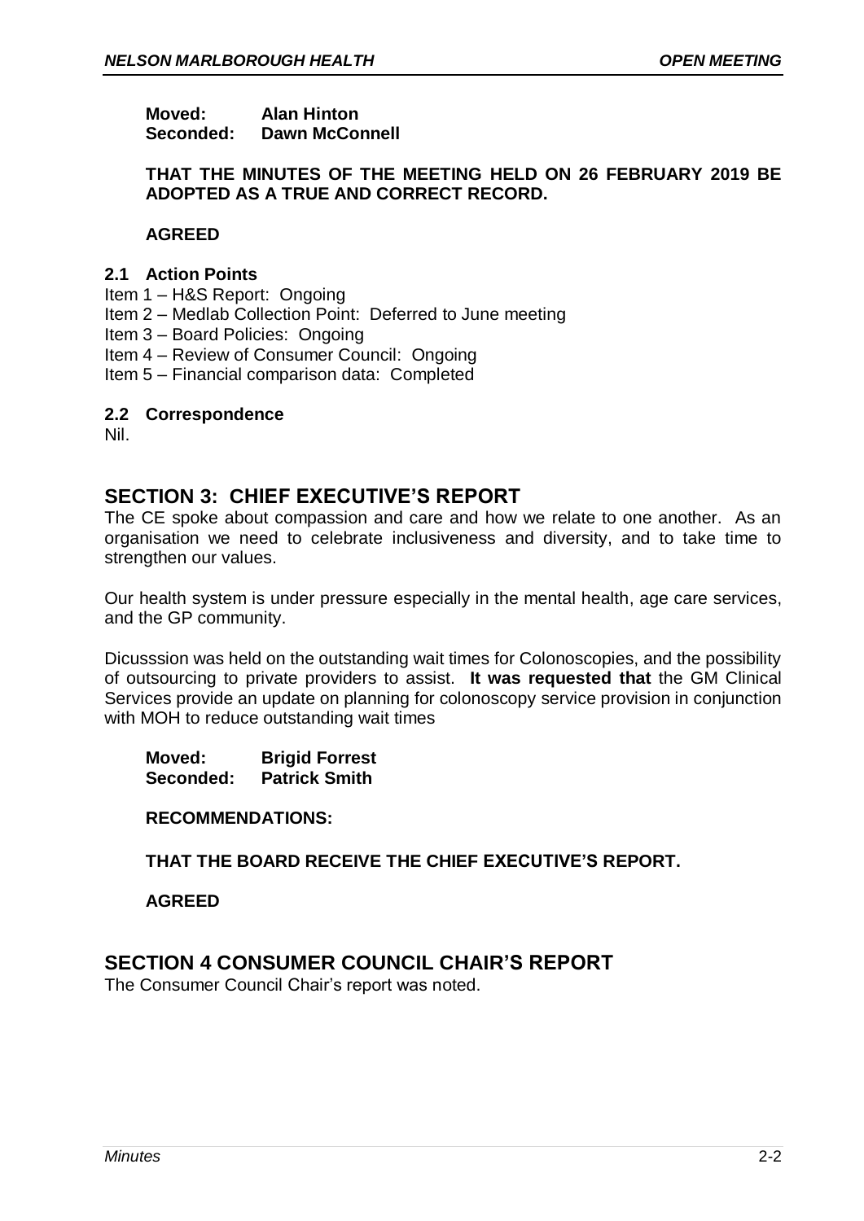**Moved:** **Alan Hinton**
**Seconded:** **Dawn McConnell**

**THAT THE MINUTES OF THE MEETING HELD ON 26 FEBRUARY 2019 BE ADOPTED AS A TRUE AND CORRECT RECORD.**

**AGREED**

### 2.1 Action Points

Item 1 – H&S Report: Ongoing
Item 2 – Medlab Collection Point: Deferred to June meeting
Item 3 – Board Policies: Ongoing
Item 4 – Review of Consumer Council: Ongoing
Item 5 – Financial comparison data: Completed

### 2.2 Correspondence

Nil.

## SECTION 3: CHIEF EXECUTIVE'S REPORT

The CE spoke about compassion and care and how we relate to one another. As an organisation we need to celebrate inclusiveness and diversity, and to take time to strengthen our values.

Our health system is under pressure especially in the mental health, age care services, and the GP community.

Dicusssion was held on the outstanding wait times for Colonoscopies, and the possibility of outsourcing to private providers to assist. **It was requested that** the GM Clinical Services provide an update on planning for colonoscopy service provision in conjunction with MOH to reduce outstanding wait times

**Moved:** **Brigid Forrest**
**Seconded:** **Patrick Smith**

**RECOMMENDATIONS:**

**THAT THE BOARD RECEIVE THE CHIEF EXECUTIVE'S REPORT.**

**AGREED**

## SECTION 4 CONSUMER COUNCIL CHAIR'S REPORT

The Consumer Council Chair's report was noted.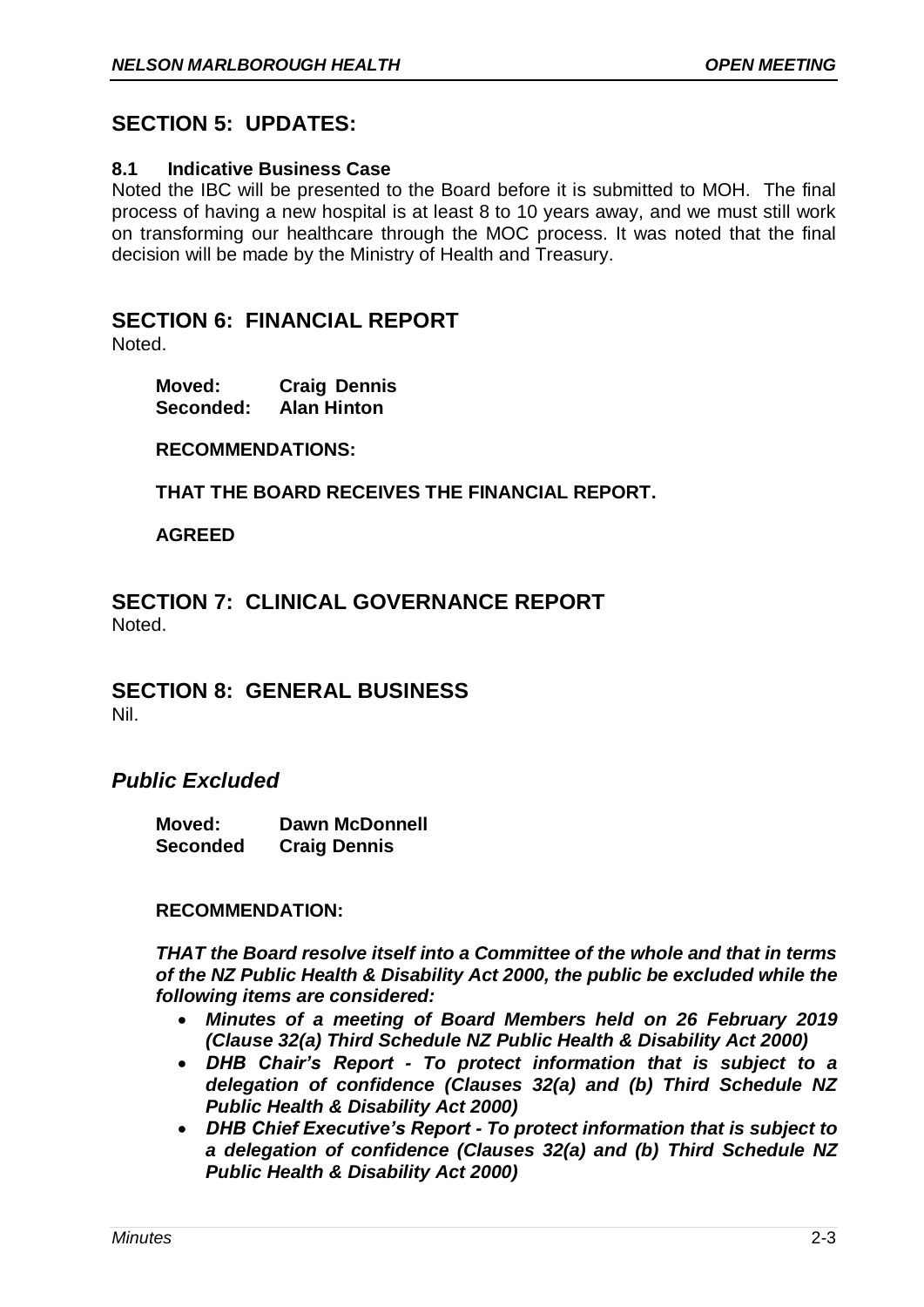## SECTION 5: UPDATES:

### 8.1 Indicative Business Case

Noted the IBC will be presented to the Board before it is submitted to MOH. The final process of having a new hospital is at least 8 to 10 years away, and we must still work on transforming our healthcare through the MOC process. It was noted that the final decision will be made by the Ministry of Health and Treasury.

## SECTION 6: FINANCIAL REPORT

Noted.

**Moved:** **Craig Dennis**
**Seconded:** **Alan Hinton**

**RECOMMENDATIONS:**

**THAT THE BOARD RECEIVES THE FINANCIAL REPORT.**

**AGREED**

## SECTION 7: CLINICAL GOVERNANCE REPORT

Noted.

## SECTION 8: GENERAL BUSINESS

Nil.

## *Public Excluded*

**Moved:** **Dawn McDonnell**
**Seconded** **Craig Dennis**

**RECOMMENDATION:**

***THAT the Board resolve itself into a Committee of the whole and that in terms of the NZ Public Health & Disability Act 2000, the public be excluded while the following items are considered:***

- ***Minutes of a meeting of Board Members held on 26 February 2019 (Clause 32(a) Third Schedule NZ Public Health & Disability Act 2000)***
- ***DHB Chair's Report - To protect information that is subject to a delegation of confidence (Clauses 32(a) and (b) Third Schedule NZ Public Health & Disability Act 2000)***
- ***DHB Chief Executive's Report - To protect information that is subject to a delegation of confidence (Clauses 32(a) and (b) Third Schedule NZ Public Health & Disability Act 2000)***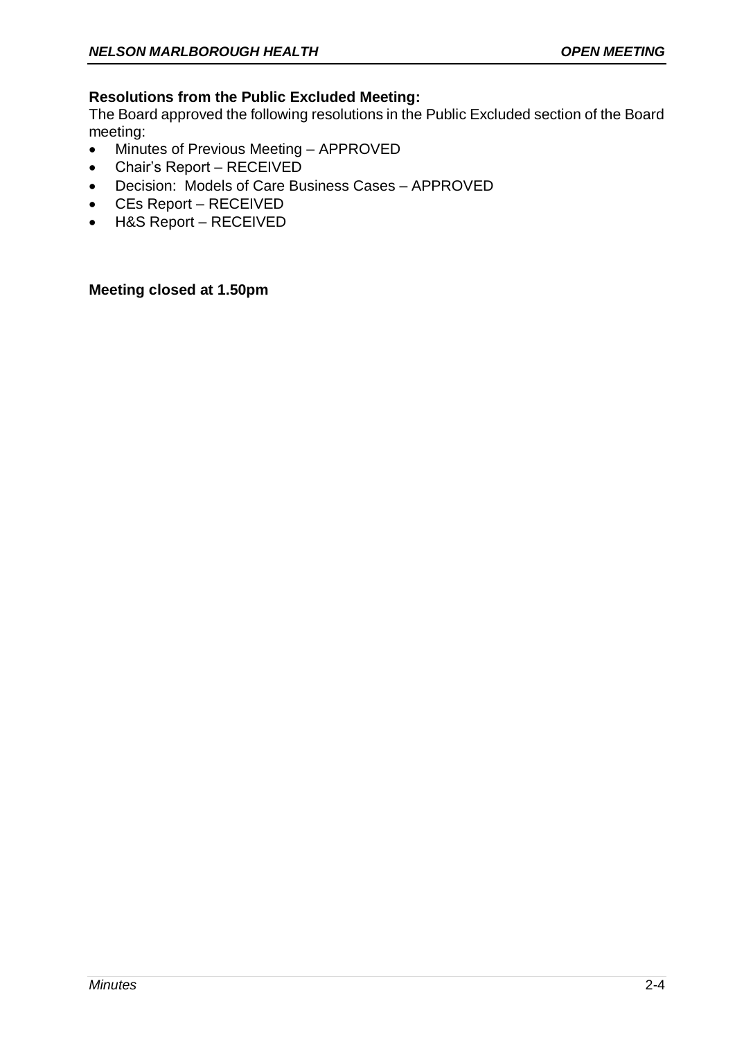**Resolutions from the Public Excluded Meeting:**

The Board approved the following resolutions in the Public Excluded section of the Board meeting:

- Minutes of Previous Meeting – APPROVED
- Chair's Report – RECEIVED
- Decision: Models of Care Business Cases – APPROVED
- CEs Report – RECEIVED
- H&S Report – RECEIVED

**Meeting closed at 1.50pm**